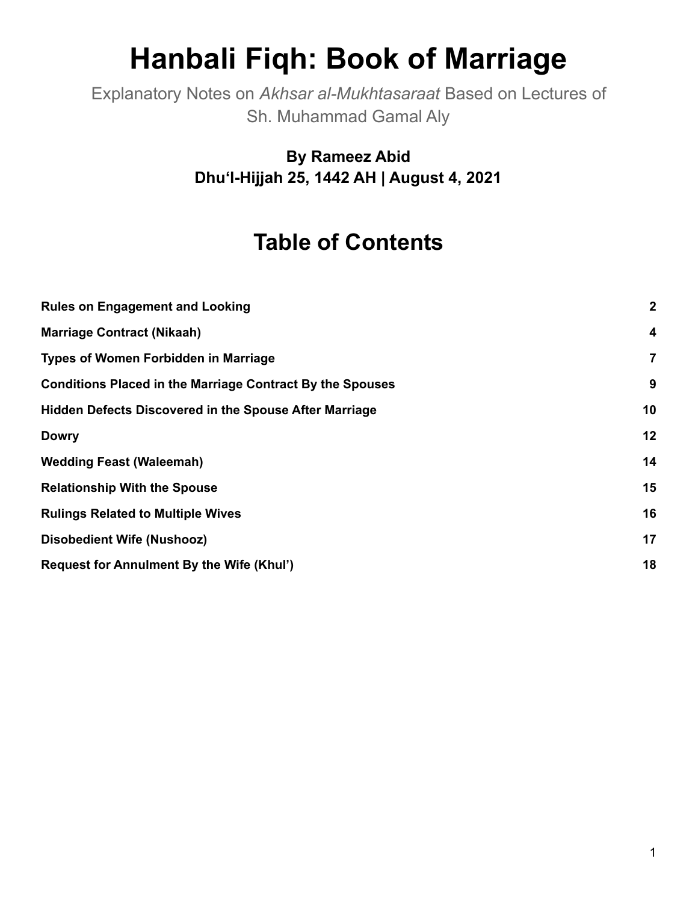# Hanbali Fiqh: Book of Marriage

Explanatory Notes on *Akhsar al-Mukhtasaraat* Based on Lectures of Sh. Muhammad Gamal Aly

**By Rameez Abid**
**Dhu'l-Hijjah 25, 1442 AH | August 4, 2021**

## Table of Contents

| | |
|---|---|
| **Rules on Engagement and Looking** | **2** |
| **Marriage Contract (Nikaah)** | **4** |
| **Types of Women Forbidden in Marriage** | **7** |
| **Conditions Placed in the Marriage Contract By the Spouses** | **9** |
| **Hidden Defects Discovered in the Spouse After Marriage** | **10** |
| **Dowry** | **12** |
| **Wedding Feast (Waleemah)** | **14** |
| **Relationship With the Spouse** | **15** |
| **Rulings Related to Multiple Wives** | **16** |
| **Disobedient Wife (Nushooz)** | **17** |
| **Request for Annulment By the Wife (Khul')** | **18** |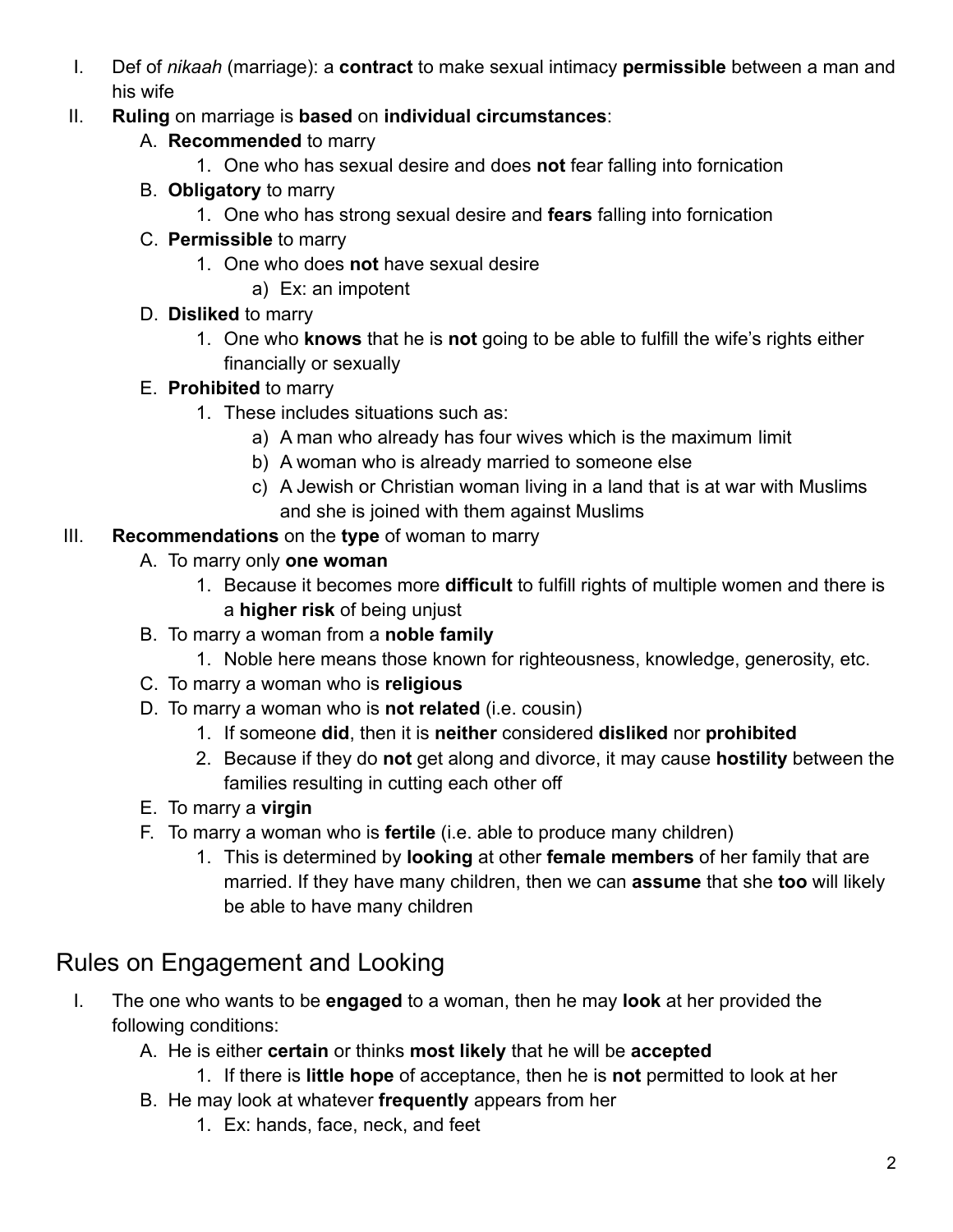I. Def of *nikaah* (marriage): a **contract** to make sexual intimacy **permissible** between a man and his wife

II. **Ruling** on marriage is **based** on **individual circumstances**:
   - A. **Recommended** to marry
     1. One who has sexual desire and does **not** fear falling into fornication
   - B. **Obligatory** to marry
     1. One who has strong sexual desire and **fears** falling into fornication
   - C. **Permissible** to marry
     1. One who does **not** have sexual desire
        - a) Ex: an impotent
   - D. **Disliked** to marry
     1. One who **knows** that he is **not** going to be able to fulfill the wife's rights either financially or sexually
   - E. **Prohibited** to marry
     1. These includes situations such as:
        - a) A man who already has four wives which is the maximum limit
        - b) A woman who is already married to someone else
        - c) A Jewish or Christian woman living in a land that is at war with Muslims and she is joined with them against Muslims

III. **Recommendations** on the **type** of woman to marry
   - A. To marry only **one woman**
     1. Because it becomes more **difficult** to fulfill rights of multiple women and there is a **higher risk** of being unjust
   - B. To marry a woman from a **noble family**
     1. Noble here means those known for righteousness, knowledge, generosity, etc.
   - C. To marry a woman who is **religious**
   - D. To marry a woman who is **not related** (i.e. cousin)
     1. If someone **did**, then it is **neither** considered **disliked** nor **prohibited**
     2. Because if they do **not** get along and divorce, it may cause **hostility** between the families resulting in cutting each other off
   - E. To marry a **virgin**
   - F. To marry a woman who is **fertile** (i.e. able to produce many children)
     1. This is determined by **looking** at other **female members** of her family that are married. If they have many children, then we can **assume** that she **too** will likely be able to have many children

## Rules on Engagement and Looking

I. The one who wants to be **engaged** to a woman, then he may **look** at her provided the following conditions:
   - A. He is either **certain** or thinks **most likely** that he will be **accepted**
     1. If there is **little hope** of acceptance, then he is **not** permitted to look at her
   - B. He may look at whatever **frequently** appears from her
     1. Ex: hands, face, neck, and feet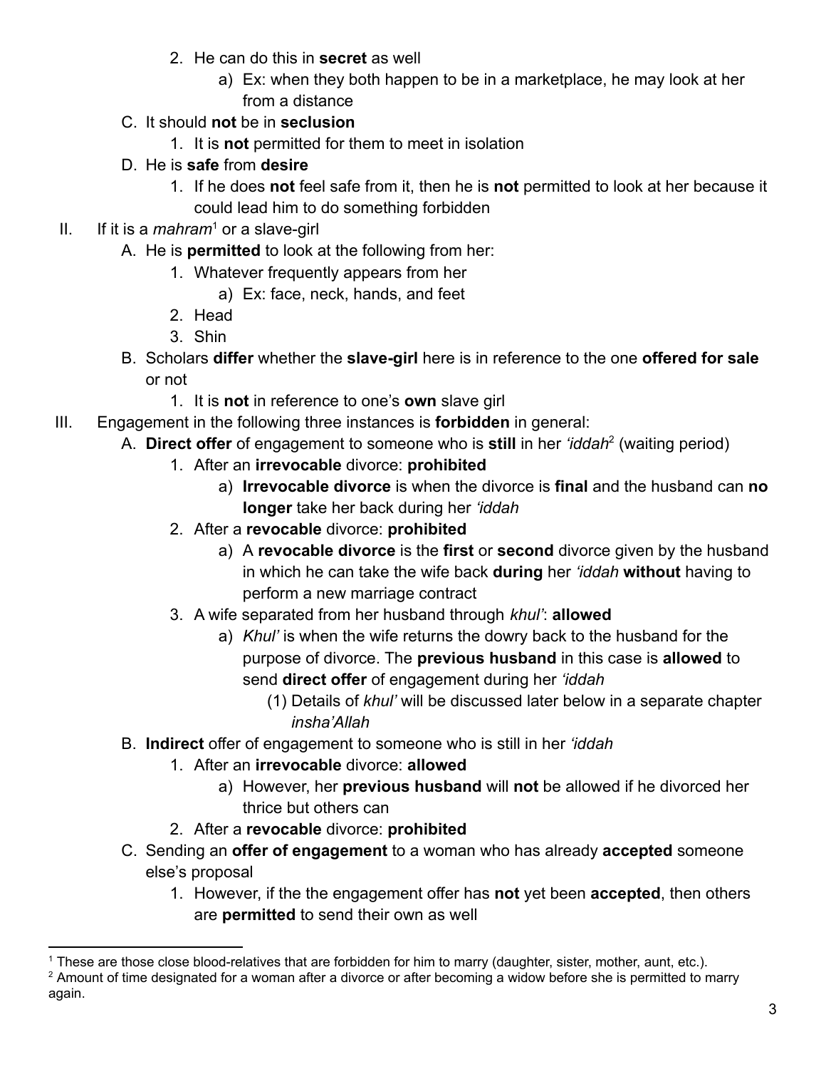2. He can do this in **secret** as well
    a) Ex: when they both happen to be in a marketplace, he may look at her from a distance

C. It should **not** be in **seclusion**
1. It is **not** permitted for them to meet in isolation

D. He is **safe** from **desire**
1. If he does **not** feel safe from it, then he is **not** permitted to look at her because it could lead him to do something forbidden

II. If it is a *mahram*[1] or a slave-girl

A. He is **permitted** to look at the following from her:
1. Whatever frequently appears from her
    a) Ex: face, neck, hands, and feet
2. Head
3. Shin

B. Scholars **differ** whether the **slave-girl** here is in reference to the one **offered for sale** or not
1. It is **not** in reference to one's **own** slave girl

III. Engagement in the following three instances is **forbidden** in general:

A. **Direct offer** of engagement to someone who is **still** in her *'iddah*[2] (waiting period)
1. After an **irrevocable** divorce: **prohibited**
    a) **Irrevocable divorce** is when the divorce is **final** and the husband can **no longer** take her back during her *'iddah*
2. After a **revocable** divorce: **prohibited**
    a) A **revocable divorce** is the **first** or **second** divorce given by the husband in which he can take the wife back **during** her *'iddah* **without** having to perform a new marriage contract
3. A wife separated from her husband through *khul'*: **allowed**
    a) *Khul'* is when the wife returns the dowry back to the husband for the purpose of divorce. The **previous husband** in this case is **allowed** to send **direct offer** of engagement during her *'iddah*
        (1) Details of *khul'* will be discussed later below in a separate chapter *insha'Allah*

B. **Indirect** offer of engagement to someone who is still in her *'iddah*
1. After an **irrevocable** divorce: **allowed**
    a) However, her **previous husband** will **not** be allowed if he divorced her thrice but others can
2. After a **revocable** divorce: **prohibited**

C. Sending an **offer of engagement** to a woman who has already **accepted** someone else's proposal
1. However, if the the engagement offer has **not** yet been **accepted**, then others are **permitted** to send their own as well

---

[1] These are those close blood-relatives that are forbidden for him to marry (daughter, sister, mother, aunt, etc.).

[2] Amount of time designated for a woman after a divorce or after becoming a widow before she is permitted to marry again.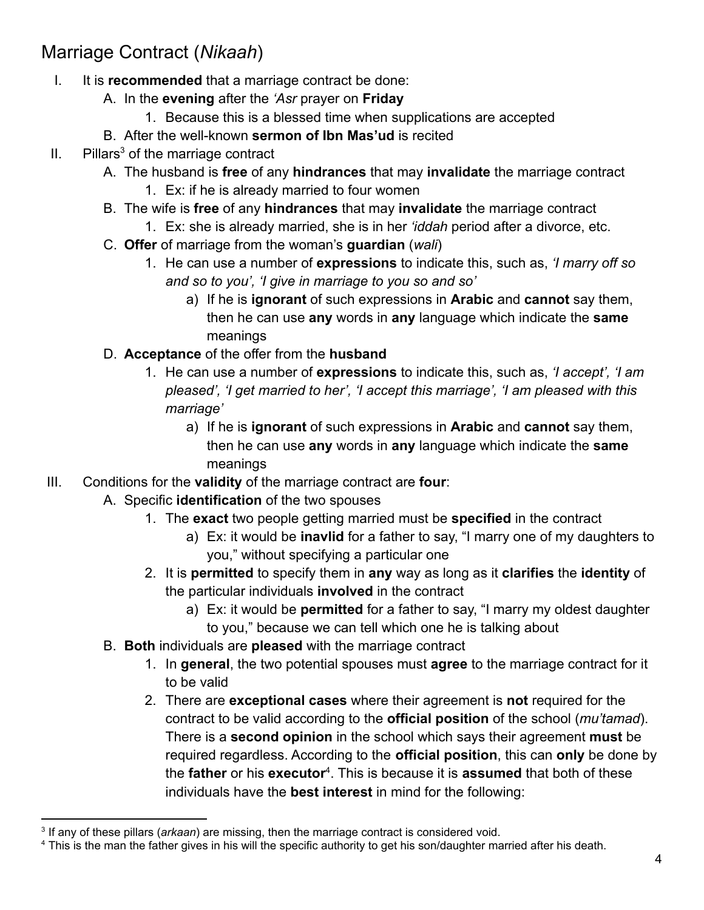# Marriage Contract (*Nikaah*)

I. It is **recommended** that a marriage contract be done:
   - A. In the **evening** after the *'Asr* prayer on **Friday**
     1. Because this is a blessed time when supplications are accepted
   - B. After the well-known **sermon of Ibn Mas'ud** is recited

II. Pillars[3] of the marriage contract
   - A. The husband is **free** of any **hindrances** that may **invalidate** the marriage contract
     1. Ex: if he is already married to four women
   - B. The wife is **free** of any **hindrances** that may **invalidate** the marriage contract
     1. Ex: she is already married, she is in her *'iddah* period after a divorce, etc.
   - C. **Offer** of marriage from the woman's **guardian** (*wali*)
     1. He can use a number of **expressions** to indicate this, such as, *'I marry off so and so to you', 'I give in marriage to you so and so'*
        - a) If he is **ignorant** of such expressions in **Arabic** and **cannot** say them, then he can use **any** words in **any** language which indicate the **same** meanings
   - D. **Acceptance** of the offer from the **husband**
     1. He can use a number of **expressions** to indicate this, such as, *'I accept', 'I am pleased', 'I get married to her', 'I accept this marriage', 'I am pleased with this marriage'*
        - a) If he is **ignorant** of such expressions in **Arabic** and **cannot** say them, then he can use **any** words in **any** language which indicate the **same** meanings

III. Conditions for the **validity** of the marriage contract are **four**:
   - A. Specific **identification** of the two spouses
     1. The **exact** two people getting married must be **specified** in the contract
        - a) Ex: it would be **inavlid** for a father to say, "I marry one of my daughters to you," without specifying a particular one
     2. It is **permitted** to specify them in **any** way as long as it **clarifies** the **identity** of the particular individuals **involved** in the contract
        - a) Ex: it would be **permitted** for a father to say, "I marry my oldest daughter to you," because we can tell which one he is talking about
   - B. **Both** individuals are **pleased** with the marriage contract
     1. In **general**, the two potential spouses must **agree** to the marriage contract for it to be valid
     2. There are **exceptional cases** where their agreement is **not** required for the contract to be valid according to the **official position** of the school (*mu'tamad*). There is a **second opinion** in the school which says their agreement **must** be required regardless. According to the **official position**, this can **only** be done by the **father** or his **executor**[4]. This is because it is **assumed** that both of these individuals have the **best interest** in mind for the following:

---

[3] If any of these pillars (*arkaan*) are missing, then the marriage contract is considered void.

[4] This is the man the father gives in his will the specific authority to get his son/daughter married after his death.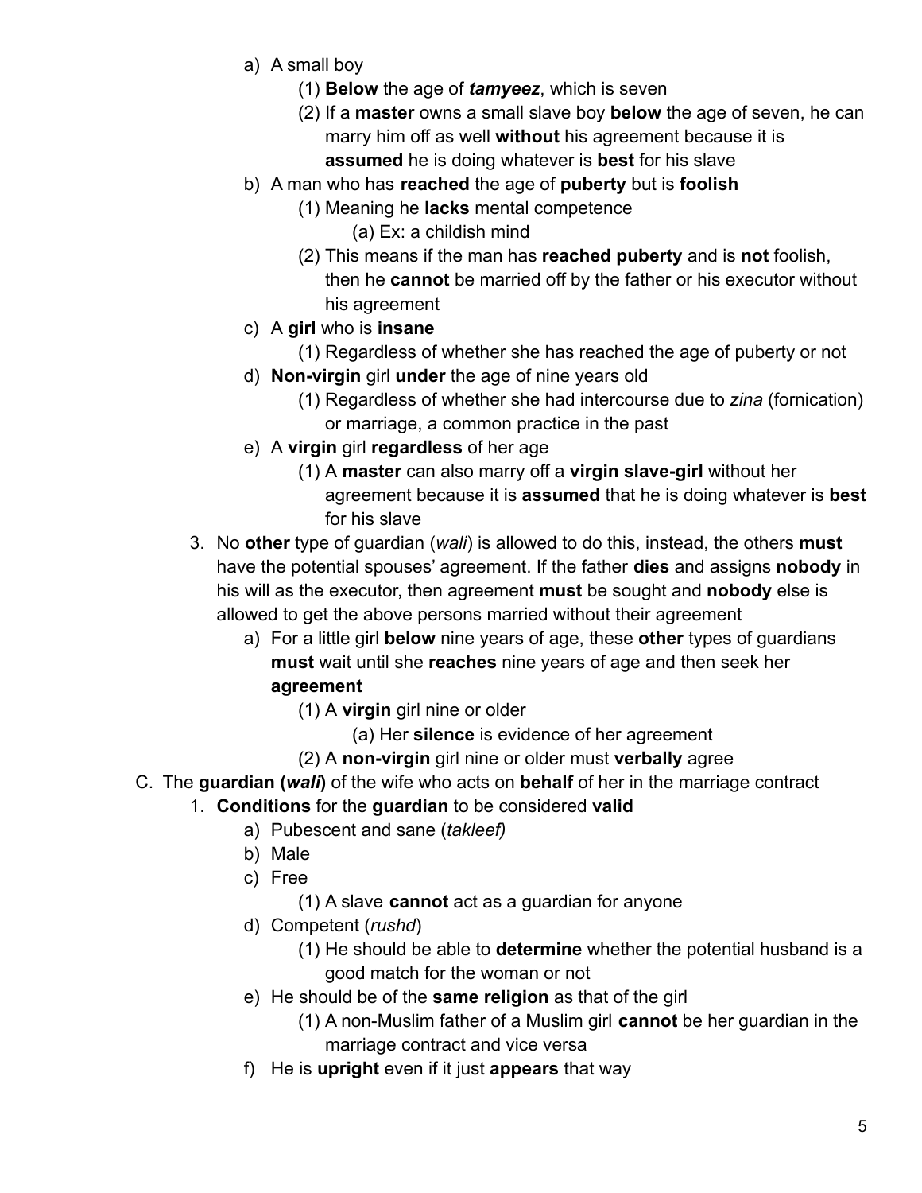- a) A small boy
    - (1) **Below** the age of ***tamyeez***, which is seven
    - (2) If a **master** owns a small slave boy **below** the age of seven, he can marry him off as well **without** his agreement because it is **assumed** he is doing whatever is **best** for his slave
- b) A man who has **reached** the age of **puberty** but is **foolish**
    - (1) Meaning he **lacks** mental competence
        - (a) Ex: a childish mind
    - (2) This means if the man has **reached puberty** and is **not** foolish, then he **cannot** be married off by the father or his executor without his agreement
- c) A **girl** who is **insane**
    - (1) Regardless of whether she has reached the age of puberty or not
- d) **Non-virgin** girl **under** the age of nine years old
    - (1) Regardless of whether she had intercourse due to *zina* (fornication) or marriage, a common practice in the past
- e) A **virgin** girl **regardless** of her age
    - (1) A **master** can also marry off a **virgin slave-girl** without her agreement because it is **assumed** that he is doing whatever is **best** for his slave

3. No **other** type of guardian (*wali*) is allowed to do this, instead, the others **must** have the potential spouses' agreement. If the father **dies** and assigns **nobody** in his will as the executor, then agreement **must** be sought and **nobody** else is allowed to get the above persons married without their agreement
    - a) For a little girl **below** nine years of age, these **other** types of guardians **must** wait until she **reaches** nine years of age and then seek her **agreement**
        - (1) A **virgin** girl nine or older
            - (a) Her **silence** is evidence of her agreement
        - (2) A **non-virgin** girl nine or older must **verbally** agree

C. The **guardian (*wali*)** of the wife who acts on **behalf** of her in the marriage contract

1. **Conditions** for the **guardian** to be considered **valid**
    - a) Pubescent and sane (*takleef)*
    - b) Male
    - c) Free
        - (1) A slave **cannot** act as a guardian for anyone
    - d) Competent (*rushd*)
        - (1) He should be able to **determine** whether the potential husband is a good match for the woman or not
    - e) He should be of the **same religion** as that of the girl
        - (1) A non-Muslim father of a Muslim girl **cannot** be her guardian in the marriage contract and vice versa
    - f) He is **upright** even if it just **appears** that way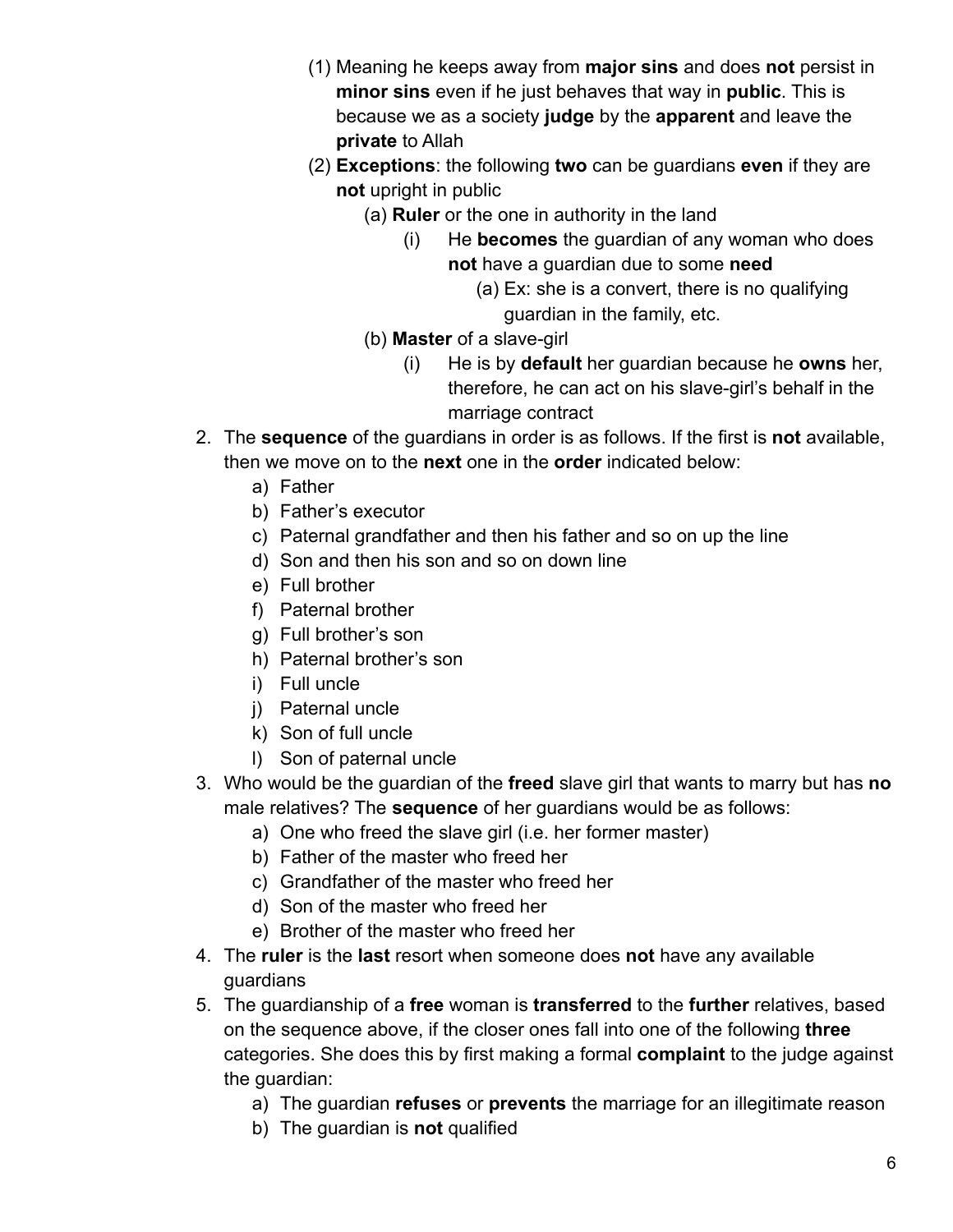(1) Meaning he keeps away from **major sins** and does **not** persist in **minor sins** even if he just behaves that way in **public**. This is because we as a society **judge** by the **apparent** and leave the **private** to Allah
   (2) **Exceptions**: the following **two** can be guardians **even** if they are **not** upright in public
      (a) **Ruler** or the one in authority in the land
         (i) He **becomes** the guardian of any woman who does **not** have a guardian due to some **need**
            (a) Ex: she is a convert, there is no qualifying guardian in the family, etc.
      (b) **Master** of a slave-girl
         (i) He is by **default** her guardian because he **owns** her, therefore, he can act on his slave-girl's behalf in the marriage contract

2. The **sequence** of the guardians in order is as follows. If the first is **not** available, then we move on to the **next** one in the **order** indicated below:
   a) Father
   b) Father's executor
   c) Paternal grandfather and then his father and so on up the line
   d) Son and then his son and so on down line
   e) Full brother
   f) Paternal brother
   g) Full brother's son
   h) Paternal brother's son
   i) Full uncle
   j) Paternal uncle
   k) Son of full uncle
   l) Son of paternal uncle
3. Who would be the guardian of the **freed** slave girl that wants to marry but has **no** male relatives? The **sequence** of her guardians would be as follows:
   a) One who freed the slave girl (i.e. her former master)
   b) Father of the master who freed her
   c) Grandfather of the master who freed her
   d) Son of the master who freed her
   e) Brother of the master who freed her
4. The **ruler** is the **last** resort when someone does **not** have any available guardians
5. The guardianship of a **free** woman is **transferred** to the **further** relatives, based on the sequence above, if the closer ones fall into one of the following **three** categories. She does this by first making a formal **complaint** to the judge against the guardian:
   a) The guardian **refuses** or **prevents** the marriage for an illegitimate reason
   b) The guardian is **not** qualified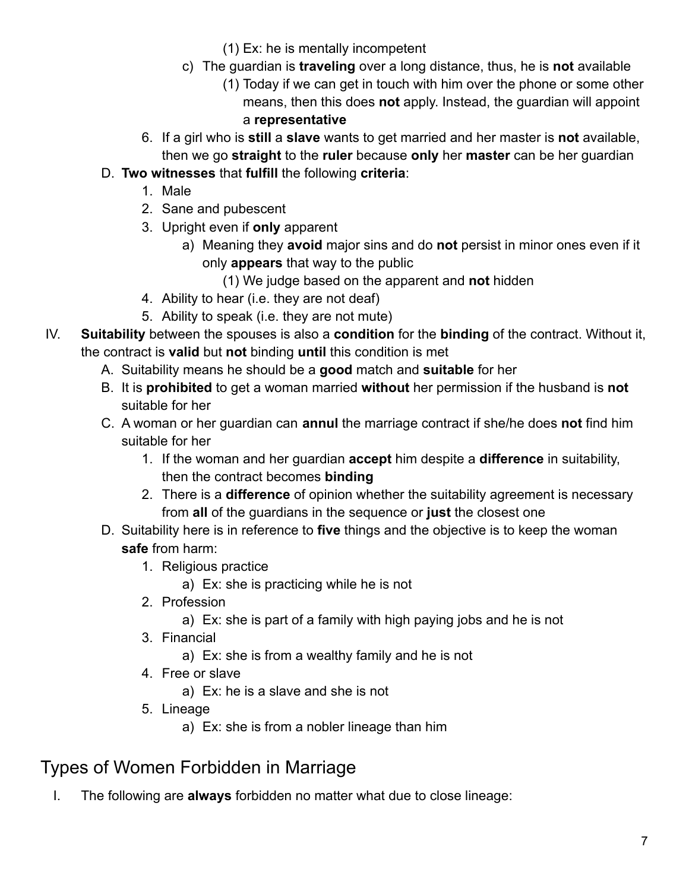(1) Ex: he is mentally incompetent

        c) The guardian is **traveling** over a long distance, thus, he is **not** available
            (1) Today if we can get in touch with him over the phone or some other means, then this does **not** apply. Instead, the guardian will appoint a **representative**

    6. If a girl who is **still** a **slave** wants to get married and her master is **not** available, then we go **straight** to the **ruler** because **only** her **master** can be her guardian

D. **Two witnesses** that **fulfill** the following **criteria**:
    1. Male
    2. Sane and pubescent
    3. Upright even if **only** apparent
        a) Meaning they **avoid** major sins and do **not** persist in minor ones even if it only **appears** that way to the public
            (1) We judge based on the apparent and **not** hidden
    4. Ability to hear (i.e. they are not deaf)
    5. Ability to speak (i.e. they are not mute)

IV. **Suitability** between the spouses is also a **condition** for the **binding** of the contract. Without it, the contract is **valid** but **not** binding **until** this condition is met

A. Suitability means he should be a **good** match and **suitable** for her

B. It is **prohibited** to get a woman married **without** her permission if the husband is **not** suitable for her

C. A woman or her guardian can **annul** the marriage contract if she/he does **not** find him suitable for her
    1. If the woman and her guardian **accept** him despite a **difference** in suitability, then the contract becomes **binding**
    2. There is a **difference** of opinion whether the suitability agreement is necessary from **all** of the guardians in the sequence or **just** the closest one

D. Suitability here is in reference to **five** things and the objective is to keep the woman **safe** from harm:
    1. Religious practice
        a) Ex: she is practicing while he is not
    2. Profession
        a) Ex: she is part of a family with high paying jobs and he is not
    3. Financial
        a) Ex: she is from a wealthy family and he is not
    4. Free or slave
        a) Ex: he is a slave and she is not
    5. Lineage
        a) Ex: she is from a nobler lineage than him

## Types of Women Forbidden in Marriage

I. The following are **always** forbidden no matter what due to close lineage: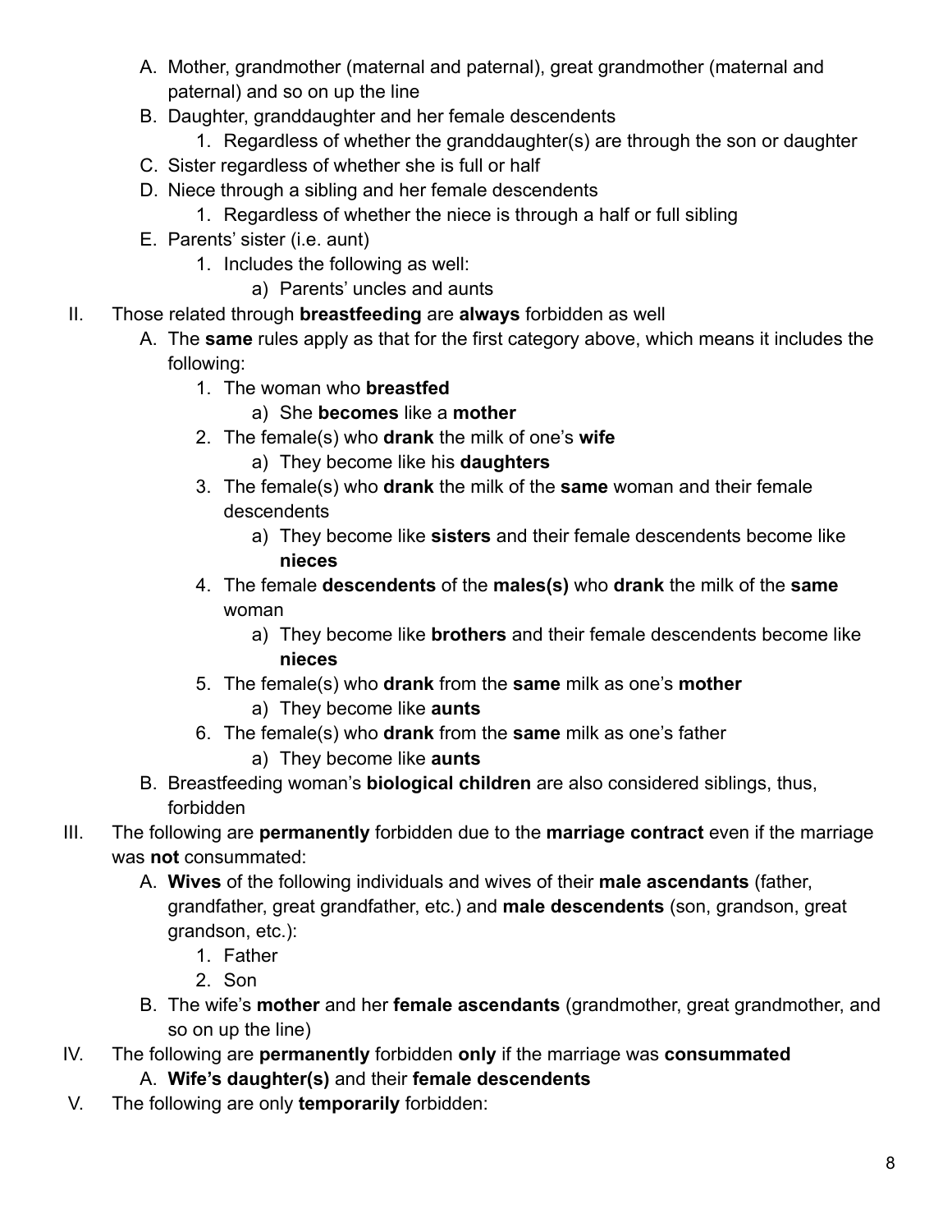A. Mother, grandmother (maternal and paternal), great grandmother (maternal and paternal) and so on up the line
B. Daughter, granddaughter and her female descendents
    1. Regardless of whether the granddaughter(s) are through the son or daughter
C. Sister regardless of whether she is full or half
D. Niece through a sibling and her female descendents
    1. Regardless of whether the niece is through a half or full sibling
E. Parents' sister (i.e. aunt)
    1. Includes the following as well:
        a) Parents' uncles and aunts

II. Those related through **breastfeeding** are **always** forbidden as well
    A. The **same** rules apply as that for the first category above, which means it includes the following:
        1. The woman who **breastfed**
            a) She **becomes** like a **mother**
        2. The female(s) who **drank** the milk of one's **wife**
            a) They become like his **daughters**
        3. The female(s) who **drank** the milk of the **same** woman and their female descendents
            a) They become like **sisters** and their female descendents become like **nieces**
        4. The female **descendents** of the **males(s)** who **drank** the milk of the **same** woman
            a) They become like **brothers** and their female descendents become like **nieces**
        5. The female(s) who **drank** from the **same** milk as one's **mother**
            a) They become like **aunts**
        6. The female(s) who **drank** from the **same** milk as one's father
            a) They become like **aunts**
    B. Breastfeeding woman's **biological children** are also considered siblings, thus, forbidden

III. The following are **permanently** forbidden due to the **marriage contract** even if the marriage was **not** consummated:
    A. **Wives** of the following individuals and wives of their **male ascendants** (father, grandfather, great grandfather, etc.) and **male descendents** (son, grandson, great grandson, etc.):
        1. Father
        2. Son
    B. The wife's **mother** and her **female ascendants** (grandmother, great grandmother, and so on up the line)

IV. The following are **permanently** forbidden **only** if the marriage was **consummated**
    A. **Wife's daughter(s)** and their **female descendents**

V. The following are only **temporarily** forbidden: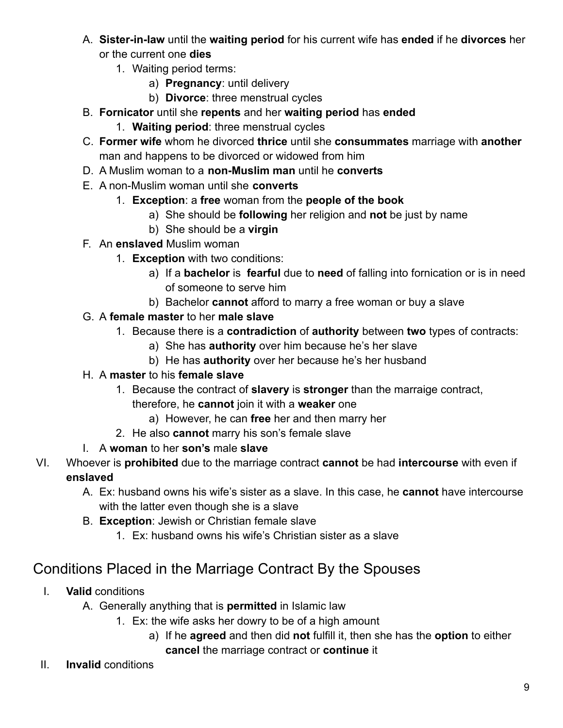- A. **Sister-in-law** until the **waiting period** for his current wife has **ended** if he **divorces** her or the current one **dies**
    - 1. Waiting period terms:
        - a) **Pregnancy**: until delivery
        - b) **Divorce**: three menstrual cycles
- B. **Fornicator** until she **repents** and her **waiting period** has **ended**
    - 1. **Waiting period**: three menstrual cycles
- C. **Former wife** whom he divorced **thrice** until she **consummates** marriage with **another** man and happens to be divorced or widowed from him
- D. A Muslim woman to a **non-Muslim man** until he **converts**
- E. A non-Muslim woman until she **converts**
    - 1. **Exception**: a **free** woman from the **people of the book**
        - a) She should be **following** her religion and **not** be just by name
        - b) She should be a **virgin**
- F. An **enslaved** Muslim woman
    - 1. **Exception** with two conditions:
        - a) If a **bachelor** is **fearful** due to **need** of falling into fornication or is in need of someone to serve him
        - b) Bachelor **cannot** afford to marry a free woman or buy a slave
- G. A **female master** to her **male slave**
    - 1. Because there is a **contradiction** of **authority** between **two** types of contracts:
        - a) She has **authority** over him because he's her slave
        - b) He has **authority** over her because he's her husband
- H. A **master** to his **female slave**
    - 1. Because the contract of **slavery** is **stronger** than the marraige contract, therefore, he **cannot** join it with a **weaker** one
        - a) However, he can **free** her and then marry her
    - 2. He also **cannot** marry his son's female slave
- I. A **woman** to her **son's** male **slave**

VI. Whoever is **prohibited** due to the marriage contract **cannot** be had **intercourse** with even if **enslaved**

- A. Ex: husband owns his wife's sister as a slave. In this case, he **cannot** have intercourse with the latter even though she is a slave
- B. **Exception**: Jewish or Christian female slave
    - 1. Ex: husband owns his wife's Christian sister as a slave

## Conditions Placed in the Marriage Contract By the Spouses

I. **Valid** conditions

- A. Generally anything that is **permitted** in Islamic law
    - 1. Ex: the wife asks her dowry to be of a high amount
        - a) If he **agreed** and then did **not** fulfill it, then she has the **option** to either **cancel** the marriage contract or **continue** it

II. **Invalid** conditions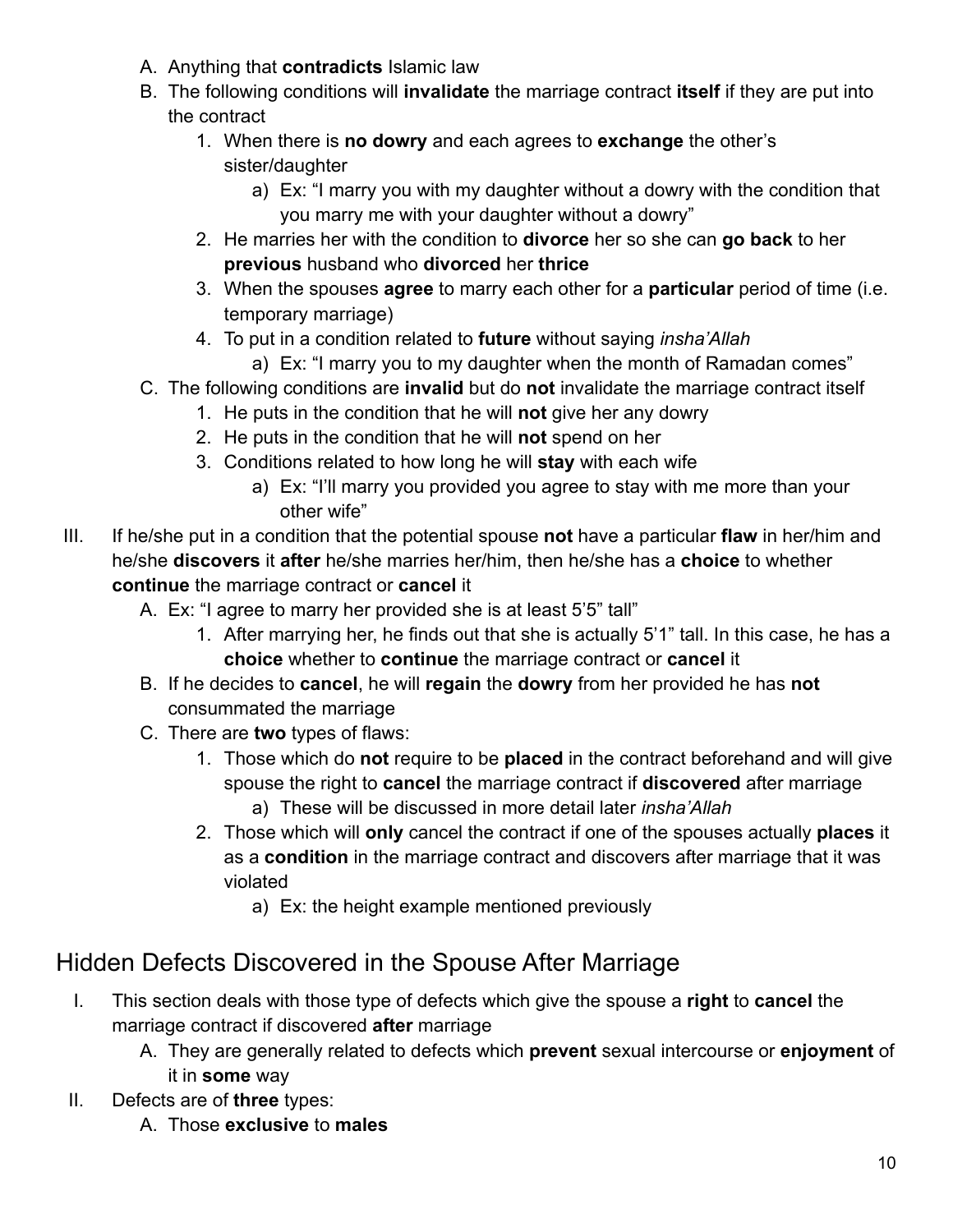A. Anything that **contradicts** Islamic law
B. The following conditions will **invalidate** the marriage contract **itself** if they are put into the contract
    1. When there is **no dowry** and each agrees to **exchange** the other's sister/daughter
        a) Ex: "I marry you with my daughter without a dowry with the condition that you marry me with your daughter without a dowry"
    2. He marries her with the condition to **divorce** her so she can **go back** to her **previous** husband who **divorced** her **thrice**
    3. When the spouses **agree** to marry each other for a **particular** period of time (i.e. temporary marriage)
    4. To put in a condition related to **future** without saying *insha'Allah*
        a) Ex: "I marry you to my daughter when the month of Ramadan comes"
C. The following conditions are **invalid** but do **not** invalidate the marriage contract itself
    1. He puts in the condition that he will **not** give her any dowry
    2. He puts in the condition that he will **not** spend on her
    3. Conditions related to how long he will **stay** with each wife
        a) Ex: "I'll marry you provided you agree to stay with me more than your other wife"

III. If he/she put in a condition that the potential spouse **not** have a particular **flaw** in her/him and he/she **discovers** it **after** he/she marries her/him, then he/she has a **choice** to whether **continue** the marriage contract or **cancel** it
A. Ex: "I agree to marry her provided she is at least 5'5" tall"
    1. After marrying her, he finds out that she is actually 5'1" tall. In this case, he has a **choice** whether to **continue** the marriage contract or **cancel** it
B. If he decides to **cancel**, he will **regain** the **dowry** from her provided he has **not** consummated the marriage
C. There are **two** types of flaws:
    1. Those which do **not** require to be **placed** in the contract beforehand and will give spouse the right to **cancel** the marriage contract if **discovered** after marriage
        a) These will be discussed in more detail later *insha'Allah*
    2. Those which will **only** cancel the contract if one of the spouses actually **places** it as a **condition** in the marriage contract and discovers after marriage that it was violated
        a) Ex: the height example mentioned previously

## Hidden Defects Discovered in the Spouse After Marriage

I. This section deals with those type of defects which give the spouse a **right** to **cancel** the marriage contract if discovered **after** marriage
A. They are generally related to defects which **prevent** sexual intercourse or **enjoyment** of it in **some** way

II. Defects are of **three** types:
A. Those **exclusive** to **males**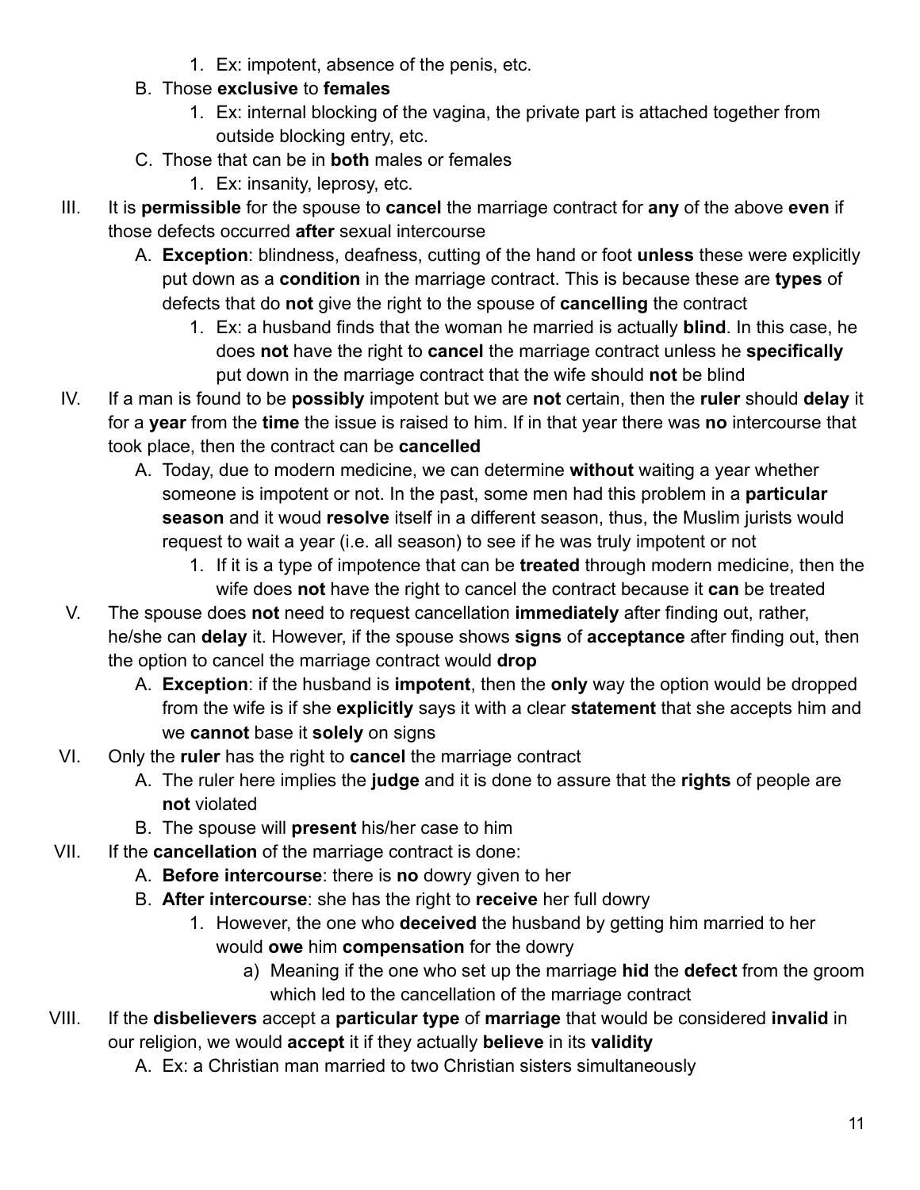1. Ex: impotent, absence of the penis, etc.

B. Those **exclusive** to **females**
   1. Ex: internal blocking of the vagina, the private part is attached together from outside blocking entry, etc.

C. Those that can be in **both** males or females
   1. Ex: insanity, leprosy, etc.

III. It is **permissible** for the spouse to **cancel** the marriage contract for **any** of the above **even** if those defects occurred **after** sexual intercourse
   - A. **Exception**: blindness, deafness, cutting of the hand or foot **unless** these were explicitly put down as a **condition** in the marriage contract. This is because these are **types** of defects that do **not** give the right to the spouse of **cancelling** the contract
     1. Ex: a husband finds that the woman he married is actually **blind**. In this case, he does **not** have the right to **cancel** the marriage contract unless he **specifically** put down in the marriage contract that the wife should **not** be blind

IV. If a man is found to be **possibly** impotent but we are **not** certain, then the **ruler** should **delay** it for a **year** from the **time** the issue is raised to him. If in that year there was **no** intercourse that took place, then the contract can be **cancelled**
   - A. Today, due to modern medicine, we can determine **without** waiting a year whether someone is impotent or not. In the past, some men had this problem in a **particular season** and it woud **resolve** itself in a different season, thus, the Muslim jurists would request to wait a year (i.e. all season) to see if he was truly impotent or not
     1. If it is a type of impotence that can be **treated** through modern medicine, then the wife does **not** have the right to cancel the contract because it **can** be treated

V. The spouse does **not** need to request cancellation **immediately** after finding out, rather, he/she can **delay** it. However, if the spouse shows **signs** of **acceptance** after finding out, then the option to cancel the marriage contract would **drop**
   - A. **Exception**: if the husband is **impotent**, then the **only** way the option would be dropped from the wife is if she **explicitly** says it with a clear **statement** that she accepts him and we **cannot** base it **solely** on signs

VI. Only the **ruler** has the right to **cancel** the marriage contract
   - A. The ruler here implies the **judge** and it is done to assure that the **rights** of people are **not** violated
   - B. The spouse will **present** his/her case to him

VII. If the **cancellation** of the marriage contract is done:
   - A. **Before intercourse**: there is **no** dowry given to her
   - B. **After intercourse**: she has the right to **receive** her full dowry
     1. However, the one who **deceived** the husband by getting him married to her would **owe** him **compensation** for the dowry
        - a) Meaning if the one who set up the marriage **hid** the **defect** from the groom which led to the cancellation of the marriage contract

VIII. If the **disbelievers** accept a **particular type** of **marriage** that would be considered **invalid** in our religion, we would **accept** it if they actually **believe** in its **validity**
   - A. Ex: a Christian man married to two Christian sisters simultaneously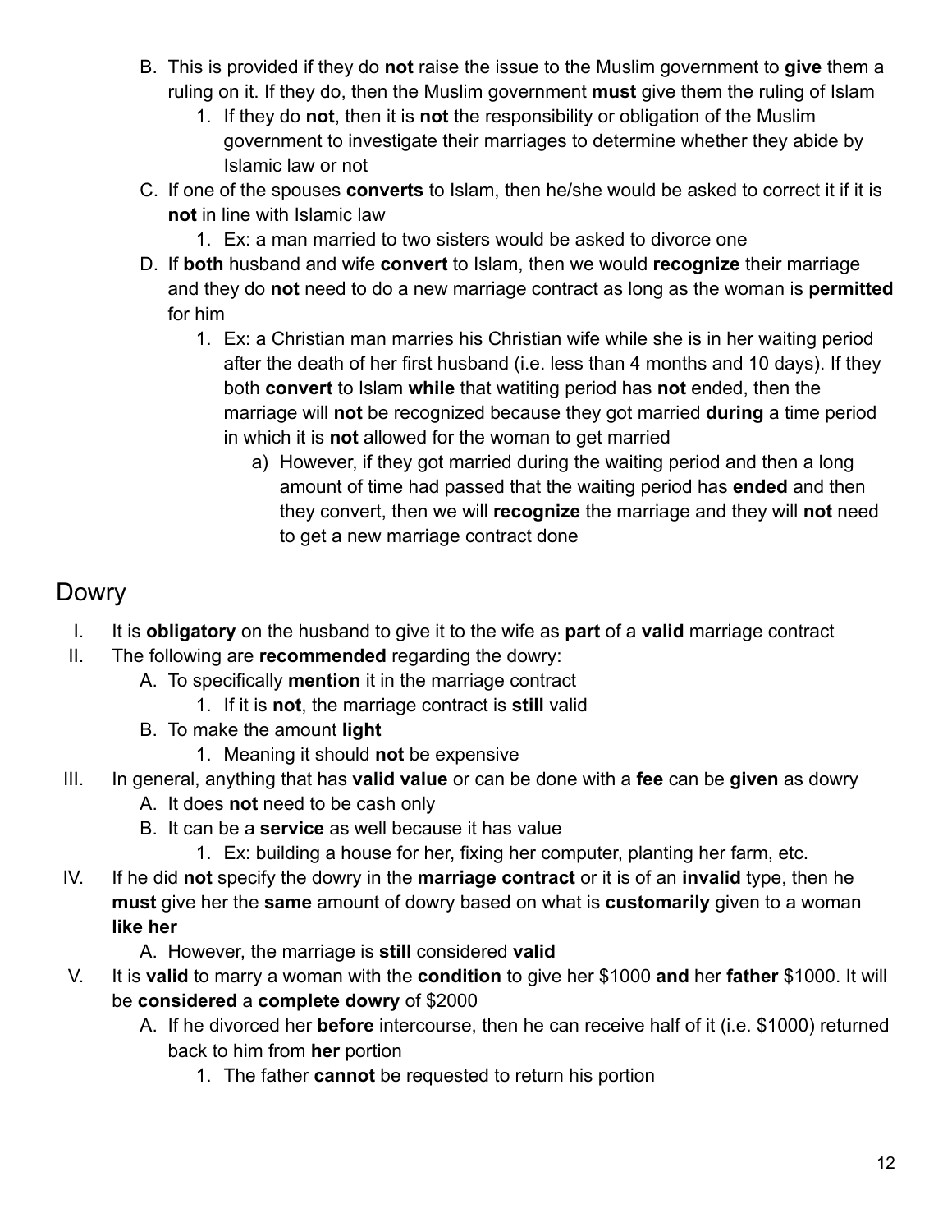B. This is provided if they do **not** raise the issue to the Muslim government to **give** them a ruling on it. If they do, then the Muslim government **must** give them the ruling of Islam
   1. If they do **not**, then it is **not** the responsibility or obligation of the Muslim government to investigate their marriages to determine whether they abide by Islamic law or not

C. If one of the spouses **converts** to Islam, then he/she would be asked to correct it if it is **not** in line with Islamic law
   1. Ex: a man married to two sisters would be asked to divorce one

D. If **both** husband and wife **convert** to Islam, then we would **recognize** their marriage and they do **not** need to do a new marriage contract as long as the woman is **permitted** for him
   1. Ex: a Christian man marries his Christian wife while she is in her waiting period after the death of her first husband (i.e. less than 4 months and 10 days). If they both **convert** to Islam **while** that watiting period has **not** ended, then the marriage will **not** be recognized because they got married **during** a time period in which it is **not** allowed for the woman to get married
      a) However, if they got married during the waiting period and then a long amount of time had passed that the waiting period has **ended** and then they convert, then we will **recognize** the marriage and they will **not** need to get a new marriage contract done

## Dowry

I. It is **obligatory** on the husband to give it to the wife as **part** of a **valid** marriage contract

II. The following are **recommended** regarding the dowry:
   A. To specifically **mention** it in the marriage contract
      1. If it is **not**, the marriage contract is **still** valid
   B. To make the amount **light**
      1. Meaning it should **not** be expensive

III. In general, anything that has **valid value** or can be done with a **fee** can be **given** as dowry
   A. It does **not** need to be cash only
   B. It can be a **service** as well because it has value
      1. Ex: building a house for her, fixing her computer, planting her farm, etc.

IV. If he did **not** specify the dowry in the **marriage contract** or it is of an **invalid** type, then he **must** give her the **same** amount of dowry based on what is **customarily** given to a woman **like her**
   A. However, the marriage is **still** considered **valid**

V. It is **valid** to marry a woman with the **condition** to give her $1000 **and** her **father** $1000. It will be **considered** a **complete dowry** of $2000
   A. If he divorced her **before** intercourse, then he can receive half of it (i.e. $1000) returned back to him from **her** portion
      1. The father **cannot** be requested to return his portion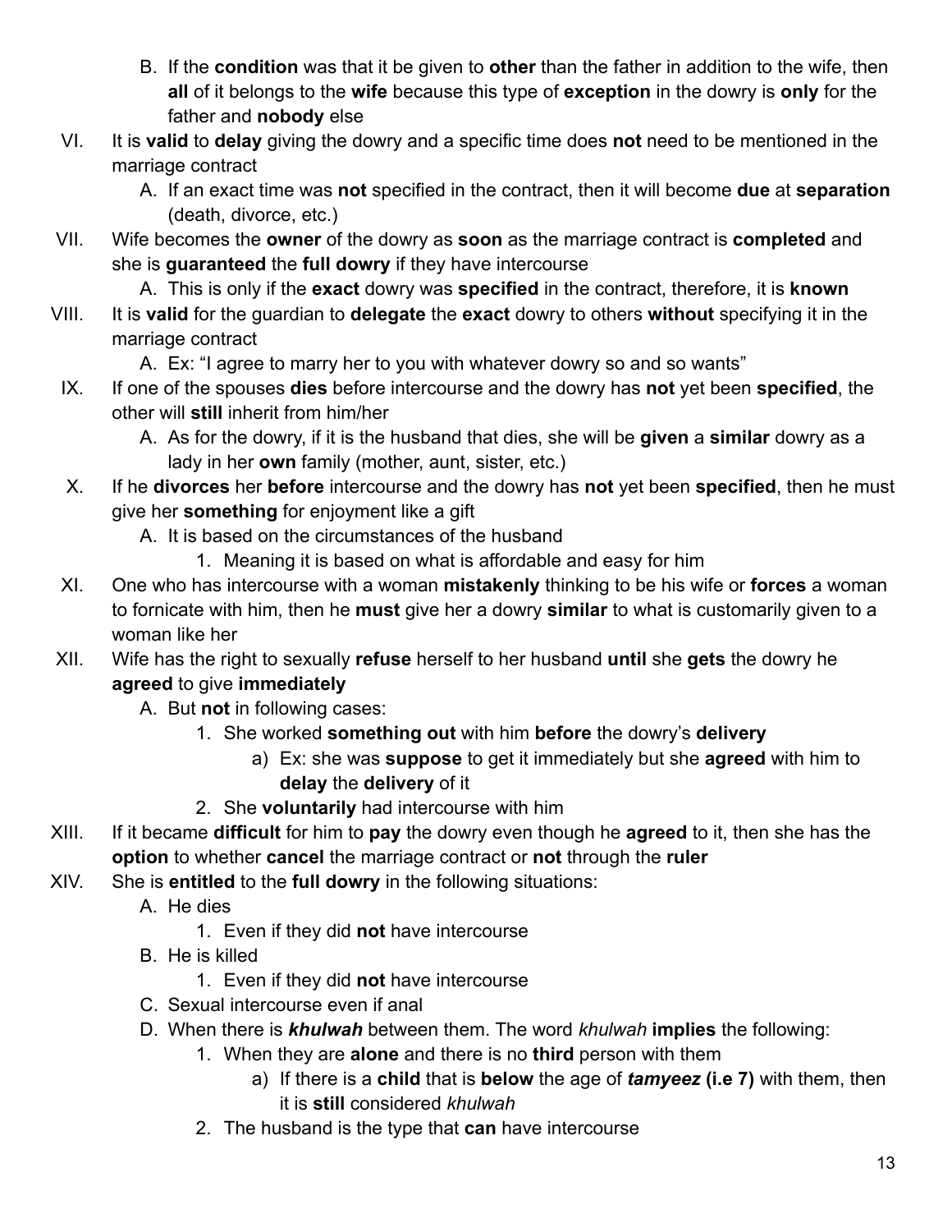B. If the **condition** was that it be given to **other** than the father in addition to the wife, then **all** of it belongs to the **wife** because this type of **exception** in the dowry is **only** for the father and **nobody** else

VI. It is **valid** to **delay** giving the dowry and a specific time does **not** need to be mentioned in the marriage contract
   A. If an exact time was **not** specified in the contract, then it will become **due** at **separation** (death, divorce, etc.)

VII. Wife becomes the **owner** of the dowry as **soon** as the marriage contract is **completed** and she is **guaranteed** the **full dowry** if they have intercourse
   A. This is only if the **exact** dowry was **specified** in the contract, therefore, it is **known**

VIII. It is **valid** for the guardian to **delegate** the **exact** dowry to others **without** specifying it in the marriage contract
   A. Ex: "I agree to marry her to you with whatever dowry so and so wants"

IX. If one of the spouses **dies** before intercourse and the dowry has **not** yet been **specified**, the other will **still** inherit from him/her
   A. As for the dowry, if it is the husband that dies, she will be **given** a **similar** dowry as a lady in her **own** family (mother, aunt, sister, etc.)

X. If he **divorces** her **before** intercourse and the dowry has **not** yet been **specified**, then he must give her **something** for enjoyment like a gift
   A. It is based on the circumstances of the husband
      1. Meaning it is based on what is affordable and easy for him

XI. One who has intercourse with a woman **mistakenly** thinking to be his wife or **forces** a woman to fornicate with him, then he **must** give her a dowry **similar** to what is customarily given to a woman like her

XII. Wife has the right to sexually **refuse** herself to her husband **until** she **gets** the dowry he **agreed** to give **immediately**
   A. But **not** in following cases:
      1. She worked **something out** with him **before** the dowry's **delivery**
         a) Ex: she was **suppose** to get it immediately but she **agreed** with him to **delay** the **delivery** of it
      2. She **voluntarily** had intercourse with him

XIII. If it became **difficult** for him to **pay** the dowry even though he **agreed** to it, then she has the **option** to whether **cancel** the marriage contract or **not** through the **ruler**

XIV. She is **entitled** to the **full dowry** in the following situations:
   A. He dies
      1. Even if they did **not** have intercourse
   B. He is killed
      1. Even if they did **not** have intercourse
   C. Sexual intercourse even if anal
   D. When there is ***khulwah*** between them. The word *khulwah* **implies** the following:
      1. When they are **alone** and there is no **third** person with them
         a) If there is a **child** that is **below** the age of ***tamyeez*** **(i.e 7)** with them, then it is **still** considered *khulwah*
      2. The husband is the type that **can** have intercourse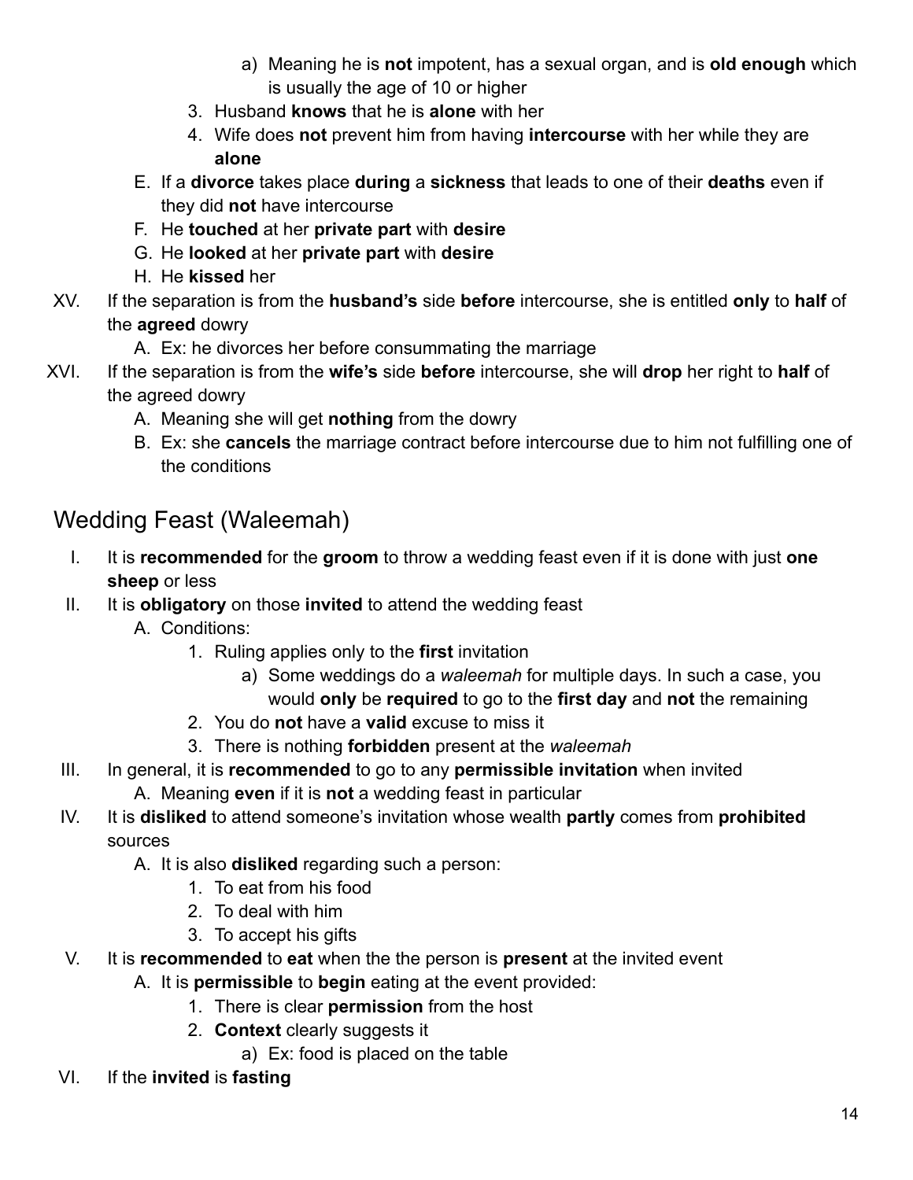a) Meaning he is **not** impotent, has a sexual organ, and is **old enough** which is usually the age of 10 or higher
        3. Husband **knows** that he is **alone** with her
        4. Wife does **not** prevent him from having **intercourse** with her while they are **alone**
    E. If a **divorce** takes place **during** a **sickness** that leads to one of their **deaths** even if they did **not** have intercourse
    F. He **touched** at her **private part** with **desire**
    G. He **looked** at her **private part** with **desire**
    H. He **kissed** her

XV. If the separation is from the **husband's** side **before** intercourse, she is entitled **only** to **half** of the **agreed** dowry
    A. Ex: he divorces her before consummating the marriage

XVI. If the separation is from the **wife's** side **before** intercourse, she will **drop** her right to **half** of the agreed dowry
    A. Meaning she will get **nothing** from the dowry
    B. Ex: she **cancels** the marriage contract before intercourse due to him not fulfilling one of the conditions

## Wedding Feast (Waleemah)

I. It is **recommended** for the **groom** to throw a wedding feast even if it is done with just **one sheep** or less

II. It is **obligatory** on those **invited** to attend the wedding feast
    A. Conditions:
        1. Ruling applies only to the **first** invitation
            a) Some weddings do a *waleemah* for multiple days. In such a case, you would **only** be **required** to go to the **first day** and **not** the remaining
        2. You do **not** have a **valid** excuse to miss it
        3. There is nothing **forbidden** present at the *waleemah*

III. In general, it is **recommended** to go to any **permissible invitation** when invited
    A. Meaning **even** if it is **not** a wedding feast in particular

IV. It is **disliked** to attend someone's invitation whose wealth **partly** comes from **prohibited** sources
    A. It is also **disliked** regarding such a person:
        1. To eat from his food
        2. To deal with him
        3. To accept his gifts

V. It is **recommended** to **eat** when the the person is **present** at the invited event
    A. It is **permissible** to **begin** eating at the event provided:
        1. There is clear **permission** from the host
        2. **Context** clearly suggests it
            a) Ex: food is placed on the table

VI. If the **invited** is **fasting**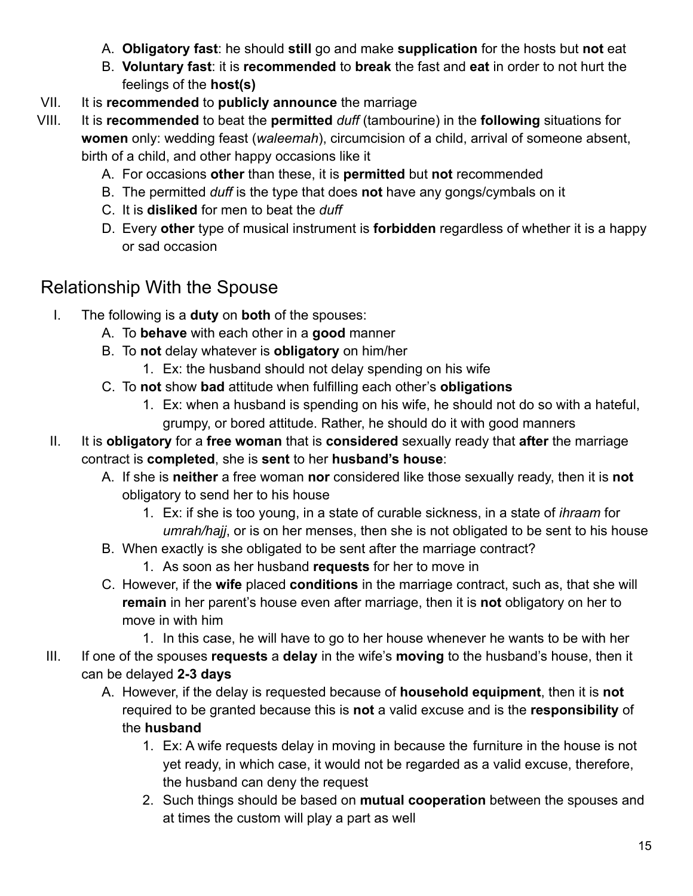A. **Obligatory fast**: he should **still** go and make **supplication** for the hosts but **not** eat
   B. **Voluntary fast**: it is **recommended** to **break** the fast and **eat** in order to not hurt the feelings of the **host(s)**

VII. It is **recommended** to **publicly announce** the marriage

VIII. It is **recommended** to beat the **permitted** *duff* (tambourine) in the **following** situations for **women** only: wedding feast (*waleemah*), circumcision of a child, arrival of someone absent, birth of a child, and other happy occasions like it
   A. For occasions **other** than these, it is **permitted** but **not** recommended
   B. The permitted *duff* is the type that does **not** have any gongs/cymbals on it
   C. It is **disliked** for men to beat the *duff*
   D. Every **other** type of musical instrument is **forbidden** regardless of whether it is a happy or sad occasion

## Relationship With the Spouse

I. The following is a **duty** on **both** of the spouses:
   A. To **behave** with each other in a **good** manner
   B. To **not** delay whatever is **obligatory** on him/her
      1. Ex: the husband should not delay spending on his wife
   C. To **not** show **bad** attitude when fulfilling each other's **obligations**
      1. Ex: when a husband is spending on his wife, he should not do so with a hateful, grumpy, or bored attitude. Rather, he should do it with good manners

II. It is **obligatory** for a **free woman** that is **considered** sexually ready that **after** the marriage contract is **completed**, she is **sent** to her **husband's house**:
   A. If she is **neither** a free woman **nor** considered like those sexually ready, then it is **not** obligatory to send her to his house
      1. Ex: if she is too young, in a state of curable sickness, in a state of *ihraam* for *umrah/hajj*, or is on her menses, then she is not obligated to be sent to his house
   B. When exactly is she obligated to be sent after the marriage contract?
      1. As soon as her husband **requests** for her to move in
   C. However, if the **wife** placed **conditions** in the marriage contract, such as, that she will **remain** in her parent's house even after marriage, then it is **not** obligatory on her to move in with him
      1. In this case, he will have to go to her house whenever he wants to be with her

III. If one of the spouses **requests** a **delay** in the wife's **moving** to the husband's house, then it can be delayed **2-3 days**
   A. However, if the delay is requested because of **household equipment**, then it is **not** required to be granted because this is **not** a valid excuse and is the **responsibility** of the **husband**
      1. Ex: A wife requests delay in moving in because the furniture in the house is not yet ready, in which case, it would not be regarded as a valid excuse, therefore, the husband can deny the request
      2. Such things should be based on **mutual cooperation** between the spouses and at times the custom will play a part as well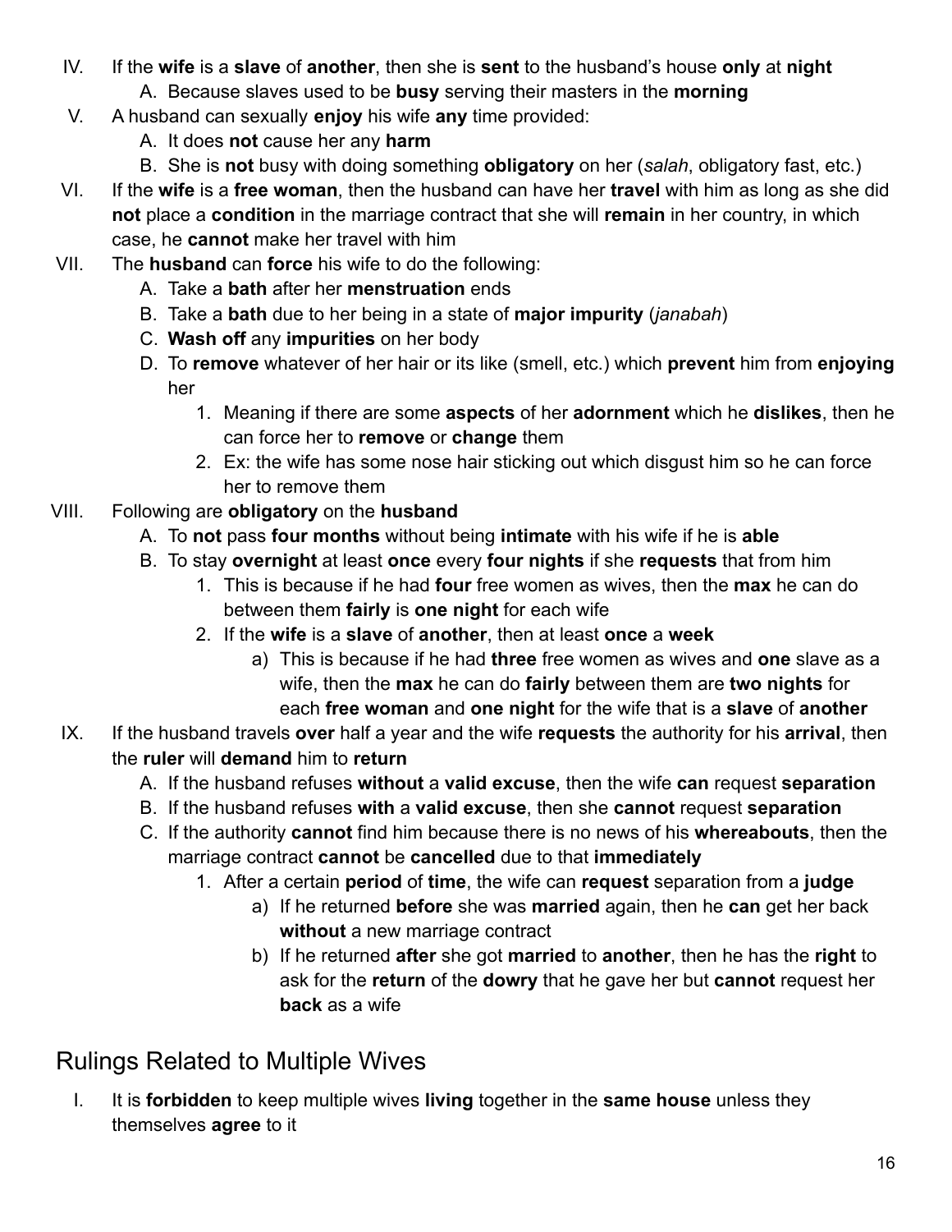IV. If the **wife** is a **slave** of **another**, then she is **sent** to the husband's house **only** at **night**
   A. Because slaves used to be **busy** serving their masters in the **morning**

V. A husband can sexually **enjoy** his wife **any** time provided:
   A. It does **not** cause her any **harm**
   B. She is **not** busy with doing something **obligatory** on her (*salah*, obligatory fast, etc.)

VI. If the **wife** is a **free woman**, then the husband can have her **travel** with him as long as she did **not** place a **condition** in the marriage contract that she will **remain** in her country, in which case, he **cannot** make her travel with him

VII. The **husband** can **force** his wife to do the following:
   A. Take a **bath** after her **menstruation** ends
   B. Take a **bath** due to her being in a state of **major impurity** (*janabah*)
   C. **Wash off** any **impurities** on her body
   D. To **remove** whatever of her hair or its like (smell, etc.) which **prevent** him from **enjoying** her
      1. Meaning if there are some **aspects** of her **adornment** which he **dislikes**, then he can force her to **remove** or **change** them
      2. Ex: the wife has some nose hair sticking out which disgust him so he can force her to remove them

VIII. Following are **obligatory** on the **husband**
   A. To **not** pass **four months** without being **intimate** with his wife if he is **able**
   B. To stay **overnight** at least **once** every **four nights** if she **requests** that from him
      1. This is because if he had **four** free women as wives, then the **max** he can do between them **fairly** is **one night** for each wife
      2. If the **wife** is a **slave** of **another**, then at least **once** a **week**
         a) This is because if he had **three** free women as wives and **one** slave as a wife, then the **max** he can do **fairly** between them are **two nights** for each **free woman** and **one night** for the wife that is a **slave** of **another**

IX. If the husband travels **over** half a year and the wife **requests** the authority for his **arrival**, then the **ruler** will **demand** him to **return**
   A. If the husband refuses **without** a **valid excuse**, then the wife **can** request **separation**
   B. If the husband refuses **with** a **valid excuse**, then she **cannot** request **separation**
   C. If the authority **cannot** find him because there is no news of his **whereabouts**, then the marriage contract **cannot** be **cancelled** due to that **immediately**
      1. After a certain **period** of **time**, the wife can **request** separation from a **judge**
         a) If he returned **before** she was **married** again, then he **can** get her back **without** a new marriage contract
         b) If he returned **after** she got **married** to **another**, then he has the **right** to ask for the **return** of the **dowry** that he gave her but **cannot** request her **back** as a wife

## Rulings Related to Multiple Wives

I. It is **forbidden** to keep multiple wives **living** together in the **same house** unless they themselves **agree** to it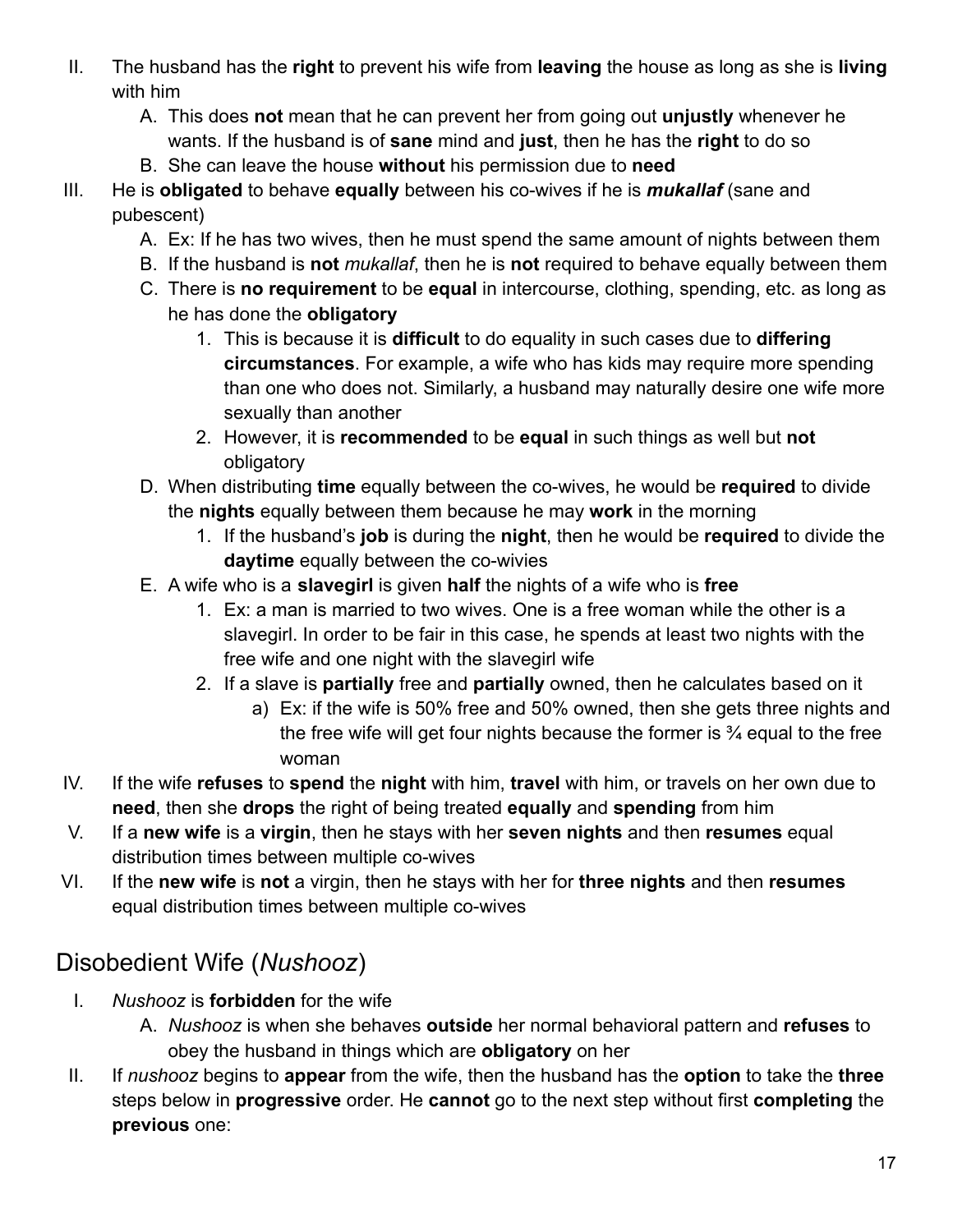II. The husband has the **right** to prevent his wife from **leaving** the house as long as she is **living** with him
    A. This does **not** mean that he can prevent her from going out **unjustly** whenever he wants. If the husband is of **sane** mind and **just**, then he has the **right** to do so
    B. She can leave the house **without** his permission due to **need**
III. He is **obligated** to behave **equally** between his co-wives if he is ***mukallaf*** (sane and pubescent)
    A. Ex: If he has two wives, then he must spend the same amount of nights between them
    B. If the husband is **not** *mukallaf*, then he is **not** required to behave equally between them
    C. There is **no requirement** to be **equal** in intercourse, clothing, spending, etc. as long as he has done the **obligatory**
        1. This is because it is **difficult** to do equality in such cases due to **differing circumstances**. For example, a wife who has kids may require more spending than one who does not. Similarly, a husband may naturally desire one wife more sexually than another
        2. However, it is **recommended** to be **equal** in such things as well but **not** obligatory
    D. When distributing **time** equally between the co-wives, he would be **required** to divide the **nights** equally between them because he may **work** in the morning
        1. If the husband's **job** is during the **night**, then he would be **required** to divide the **daytime** equally between the co-wivies
    E. A wife who is a **slavegirl** is given **half** the nights of a wife who is **free**
        1. Ex: a man is married to two wives. One is a free woman while the other is a slavegirl. In order to be fair in this case, he spends at least two nights with the free wife and one night with the slavegirl wife
        2. If a slave is **partially** free and **partially** owned, then he calculates based on it
            a) Ex: if the wife is 50% free and 50% owned, then she gets three nights and the free wife will get four nights because the former is ¾ equal to the free woman
IV. If the wife **refuses** to **spend** the **night** with him, **travel** with him, or travels on her own due to **need**, then she **drops** the right of being treated **equally** and **spending** from him
V. If a **new wife** is a **virgin**, then he stays with her **seven nights** and then **resumes** equal distribution times between multiple co-wives
VI. If the **new wife** is **not** a virgin, then he stays with her for **three nights** and then **resumes** equal distribution times between multiple co-wives

## Disobedient Wife (*Nushooz*)

I. *Nushooz* is **forbidden** for the wife
    A. *Nushooz* is when she behaves **outside** her normal behavioral pattern and **refuses** to obey the husband in things which are **obligatory** on her
II. If *nushooz* begins to **appear** from the wife, then the husband has the **option** to take the **three** steps below in **progressive** order. He **cannot** go to the next step without first **completing** the **previous** one: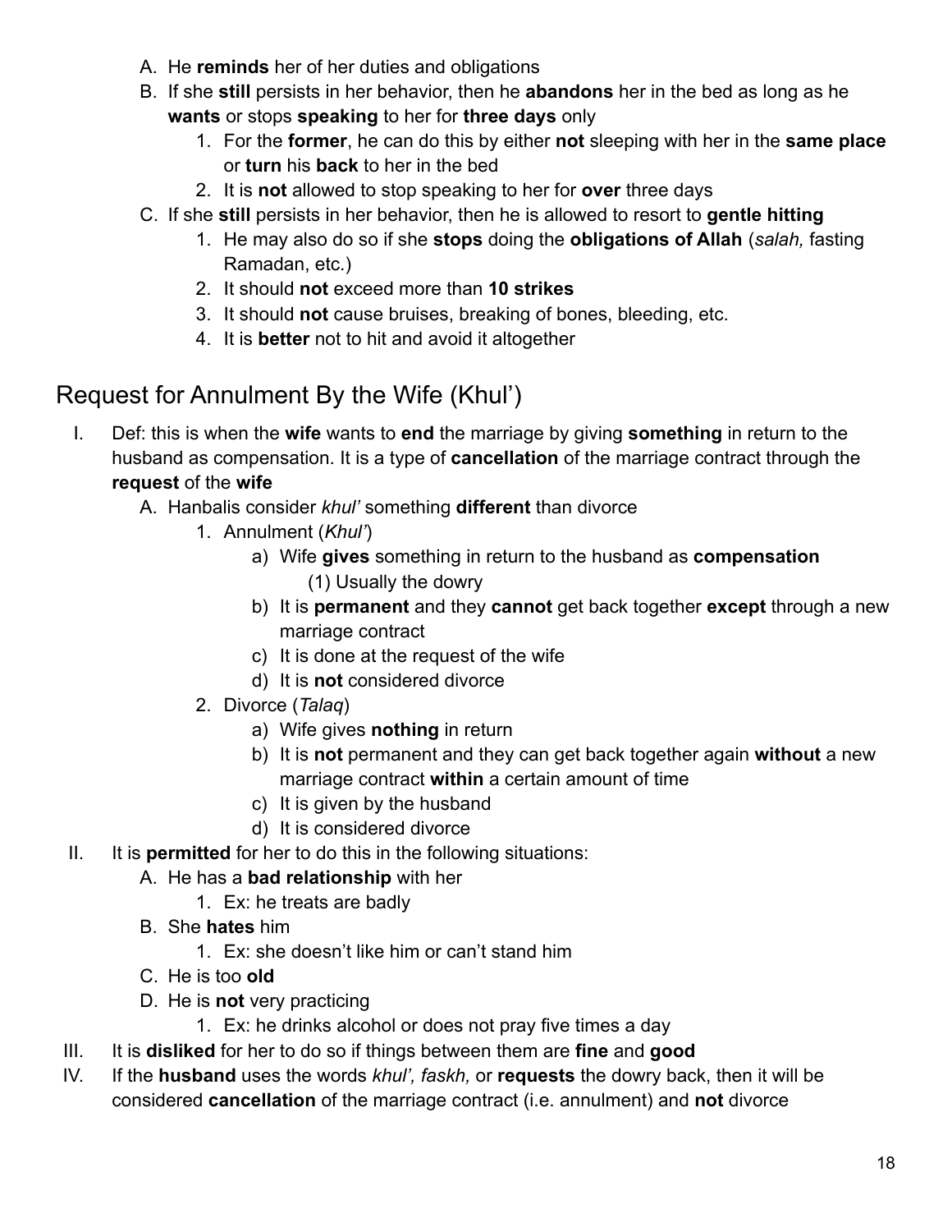A. He **reminds** her of her duties and obligations
B. If she **still** persists in her behavior, then he **abandons** her in the bed as long as he **wants** or stops **speaking** to her for **three days** only
    1. For the **former**, he can do this by either **not** sleeping with her in the **same place** or **turn** his **back** to her in the bed
    2. It is **not** allowed to stop speaking to her for **over** three days
C. If she **still** persists in her behavior, then he is allowed to resort to **gentle hitting**
    1. He may also do so if she **stops** doing the **obligations of Allah** (*salah,* fasting Ramadan, etc.)
    2. It should **not** exceed more than **10 strikes**
    3. It should **not** cause bruises, breaking of bones, bleeding, etc.
    4. It is **better** not to hit and avoid it altogether

## Request for Annulment By the Wife (Khul')

I. Def: this is when the **wife** wants to **end** the marriage by giving **something** in return to the husband as compensation. It is a type of **cancellation** of the marriage contract through the **request** of the **wife**
    A. Hanbalis consider *khul'* something **different** than divorce
        1. Annulment (*Khul'*)
            a) Wife **gives** something in return to the husband as **compensation**
                (1) Usually the dowry
            b) It is **permanent** and they **cannot** get back together **except** through a new marriage contract
            c) It is done at the request of the wife
            d) It is **not** considered divorce
        2. Divorce (*Talaq*)
            a) Wife gives **nothing** in return
            b) It is **not** permanent and they can get back together again **without** a new marriage contract **within** a certain amount of time
            c) It is given by the husband
            d) It is considered divorce

II. It is **permitted** for her to do this in the following situations:
    A. He has a **bad relationship** with her
        1. Ex: he treats are badly
    B. She **hates** him
        1. Ex: she doesn't like him or can't stand him
    C. He is too **old**
    D. He is **not** very practicing
        1. Ex: he drinks alcohol or does not pray five times a day

III. It is **disliked** for her to do so if things between them are **fine** and **good**

IV. If the **husband** uses the words *khul', faskh,* or **requests** the dowry back, then it will be considered **cancellation** of the marriage contract (i.e. annulment) and **not** divorce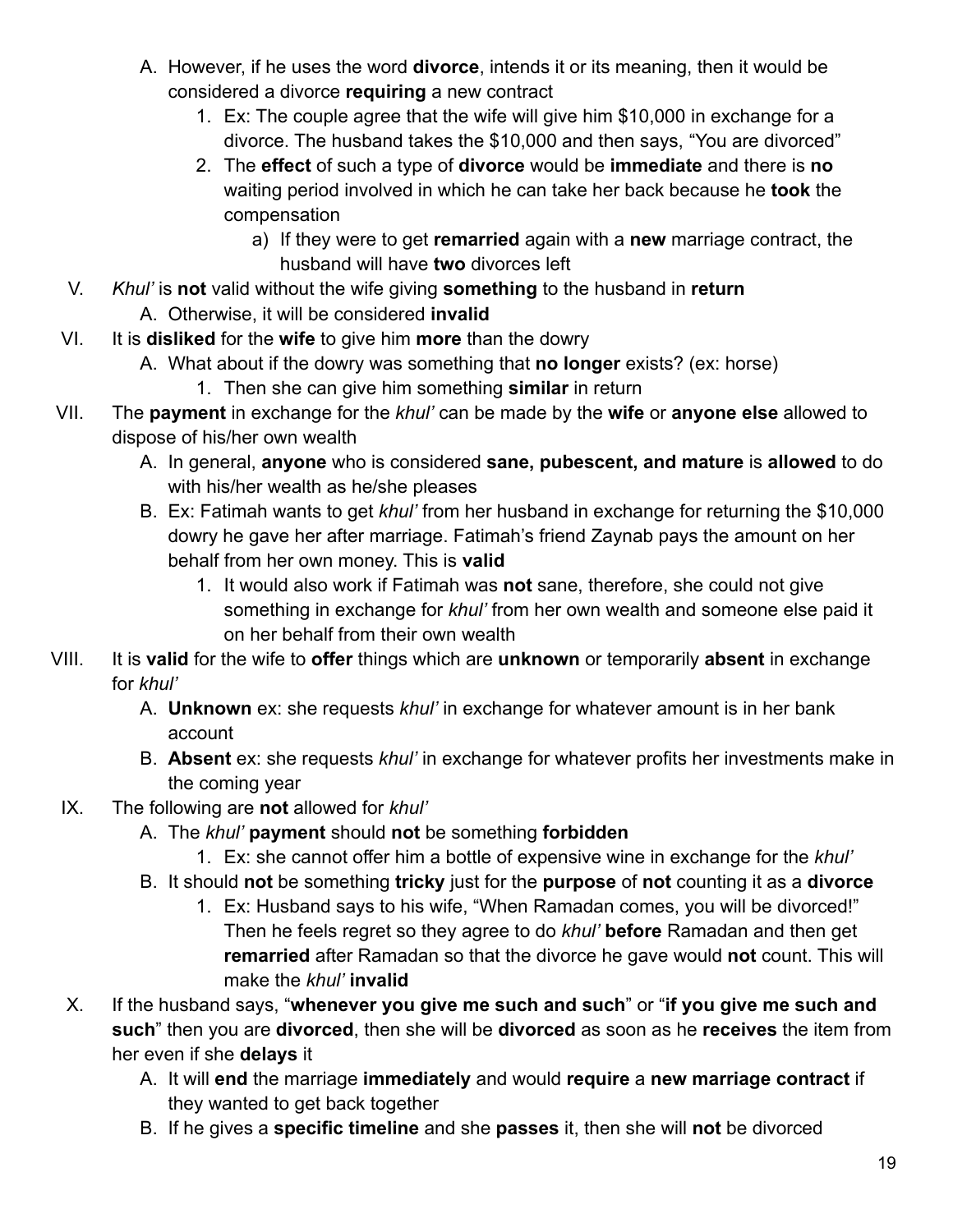A. However, if he uses the word **divorce**, intends it or its meaning, then it would be considered a divorce **requiring** a new contract
    1. Ex: The couple agree that the wife will give him $10,000 in exchange for a divorce. The husband takes the $10,000 and then says, "You are divorced"
    2. The **effect** of such a type of **divorce** would be **immediate** and there is **no** waiting period involved in which he can take her back because he **took** the compensation
        a) If they were to get **remarried** again with a **new** marriage contract, the husband will have **two** divorces left

V. *Khul'* is **not** valid without the wife giving **something** to the husband in **return**
    A. Otherwise, it will be considered **invalid**

VI. It is **disliked** for the **wife** to give him **more** than the dowry
    A. What about if the dowry was something that **no longer** exists? (ex: horse)
        1. Then she can give him something **similar** in return

VII. The **payment** in exchange for the *khul'* can be made by the **wife** or **anyone else** allowed to dispose of his/her own wealth
    A. In general, **anyone** who is considered **sane, pubescent, and mature** is **allowed** to do with his/her wealth as he/she pleases
    B. Ex: Fatimah wants to get *khul'* from her husband in exchange for returning the $10,000 dowry he gave her after marriage. Fatimah's friend Zaynab pays the amount on her behalf from her own money. This is **valid**
        1. It would also work if Fatimah was **not** sane, therefore, she could not give something in exchange for *khul'* from her own wealth and someone else paid it on her behalf from their own wealth

VIII. It is **valid** for the wife to **offer** things which are **unknown** or temporarily **absent** in exchange for *khul'*
    A. **Unknown** ex: she requests *khul'* in exchange for whatever amount is in her bank account
    B. **Absent** ex: she requests *khul'* in exchange for whatever profits her investments make in the coming year

IX. The following are **not** allowed for *khul'*
    A. The *khul'* **payment** should **not** be something **forbidden**
        1. Ex: she cannot offer him a bottle of expensive wine in exchange for the *khul'*
    B. It should **not** be something **tricky** just for the **purpose** of **not** counting it as a **divorce**
        1. Ex: Husband says to his wife, "When Ramadan comes, you will be divorced!" Then he feels regret so they agree to do *khul'* **before** Ramadan and then get **remarried** after Ramadan so that the divorce he gave would **not** count. This will make the *khul'* **invalid**

X. If the husband says, "**whenever you give me such and such**" or "**if you give me such and such**" then you are **divorced**, then she will be **divorced** as soon as he **receives** the item from her even if she **delays** it
    A. It will **end** the marriage **immediately** and would **require** a **new marriage contract** if they wanted to get back together
    B. If he gives a **specific timeline** and she **passes** it, then she will **not** be divorced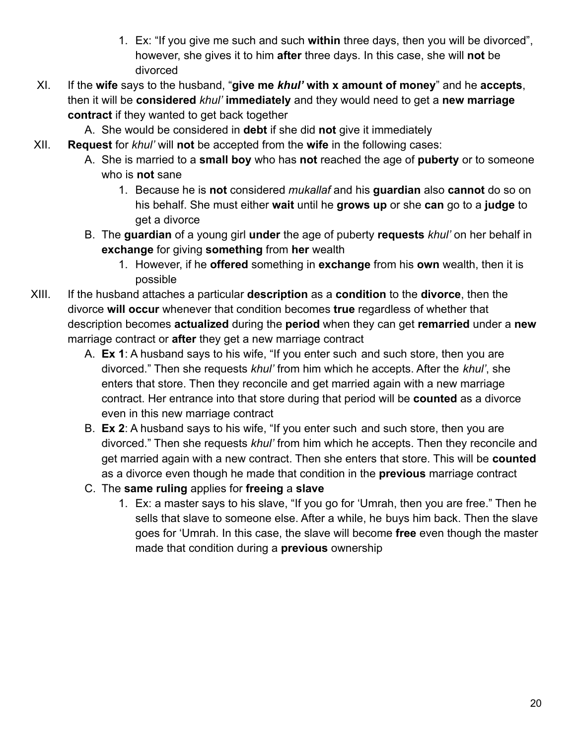1. Ex: "If you give me such and such **within** three days, then you will be divorced", however, she gives it to him **after** three days. In this case, she will **not** be divorced

XI. If the **wife** says to the husband, "**give me *khul'* with x amount of money**" and he **accepts**, then it will be **considered** *khul'* **immediately** and they would need to get a **new marriage contract** if they wanted to get back together
    A. She would be considered in **debt** if she did **not** give it immediately

XII. **Request** for *khul'* will **not** be accepted from the **wife** in the following cases:
    A. She is married to a **small boy** who has **not** reached the age of **puberty** or to someone who is **not** sane
        1. Because he is **not** considered *mukallaf* and his **guardian** also **cannot** do so on his behalf. She must either **wait** until he **grows up** or she **can** go to a **judge** to get a divorce
    B. The **guardian** of a young girl **under** the age of puberty **requests** *khul'* on her behalf in **exchange** for giving **something** from **her** wealth
        1. However, if he **offered** something in **exchange** from his **own** wealth, then it is possible

XIII. If the husband attaches a particular **description** as a **condition** to the **divorce**, then the divorce **will occur** whenever that condition becomes **true** regardless of whether that description becomes **actualized** during the **period** when they can get **remarried** under a **new** marriage contract or **after** they get a new marriage contract
    A. **Ex 1**: A husband says to his wife, "If you enter such and such store, then you are divorced." Then she requests *khul'* from him which he accepts. After the *khul'*, she enters that store. Then they reconcile and get married again with a new marriage contract. Her entrance into that store during that period will be **counted** as a divorce even in this new marriage contract
    B. **Ex 2**: A husband says to his wife, "If you enter such and such store, then you are divorced." Then she requests *khul'* from him which he accepts. Then they reconcile and get married again with a new contract. Then she enters that store. This will be **counted** as a divorce even though he made that condition in the **previous** marriage contract
    C. The **same ruling** applies for **freeing** a **slave**
        1. Ex: a master says to his slave, "If you go for 'Umrah, then you are free." Then he sells that slave to someone else. After a while, he buys him back. Then the slave goes for 'Umrah. In this case, the slave will become **free** even though the master made that condition during a **previous** ownership